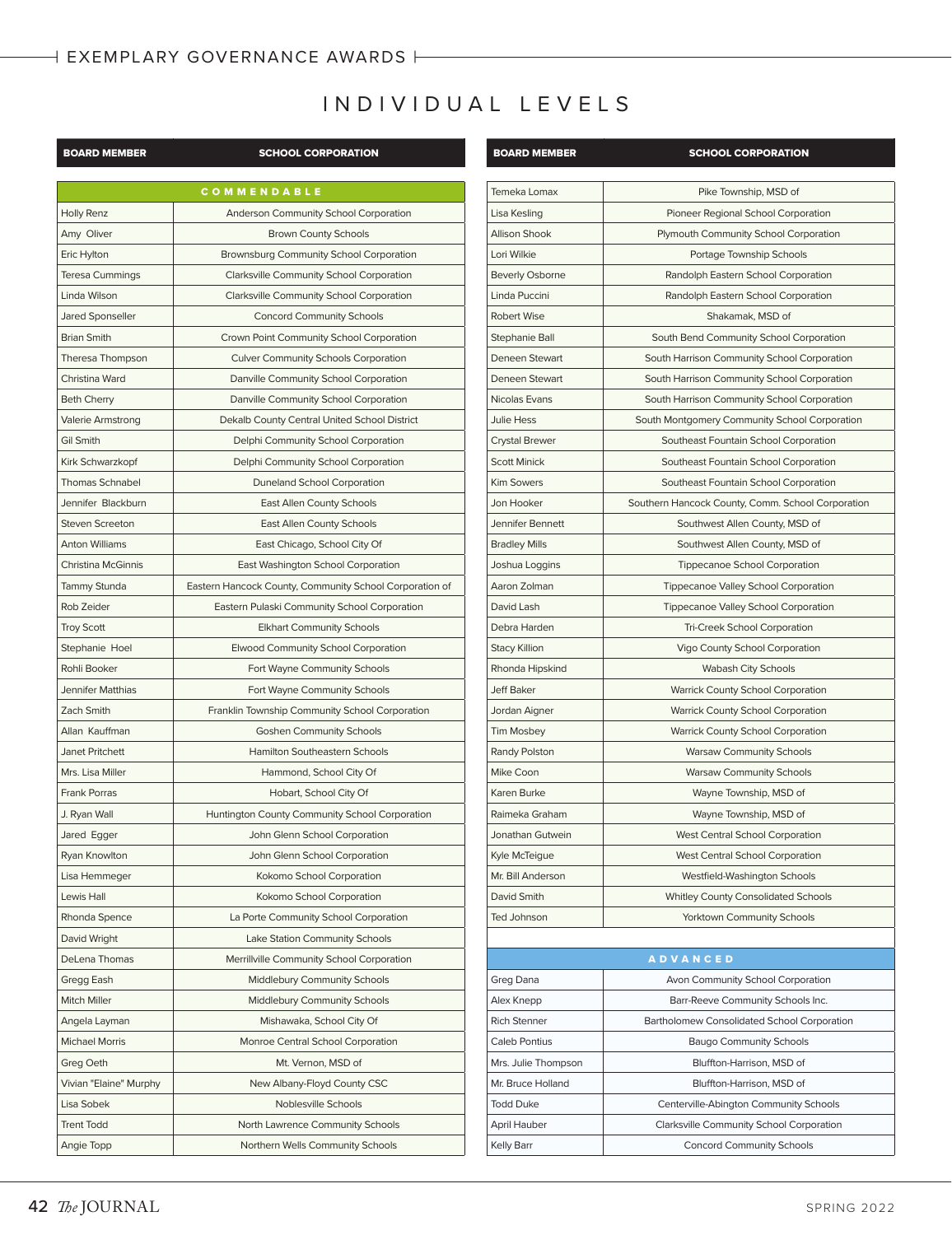# INDIVIDUAL LEVELS

| BOARD MEMBER | SCHOOL CORPORATION |
|---|---|
| **COMMENDABLE** | |
| Holly Renz | Anderson Community School Corporation |
| Amy Oliver | Brown County Schools |
| Eric Hylton | Brownsburg Community School Corporation |
| Teresa Cummings | Clarksville Community School Corporation |
| Linda Wilson | Clarksville Community School Corporation |
| Jared Sponseller | Concord Community Schools |
| Brian Smith | Crown Point Community School Corporation |
| Theresa Thompson | Culver Community Schools Corporation |
| Christina Ward | Danville Community School Corporation |
| Beth Cherry | Danville Community School Corporation |
| Valerie Armstrong | Dekalb County Central United School District |
| Gil Smith | Delphi Community School Corporation |
| Kirk Schwarzkopf | Delphi Community School Corporation |
| Thomas Schnabel | Duneland School Corporation |
| Jennifer Blackburn | East Allen County Schools |
| Steven Screeton | East Allen County Schools |
| Anton Williams | East Chicago, School City Of |
| Christina McGinnis | East Washington School Corporation |
| Tammy Stunda | Eastern Hancock County, Community School Corporation of |
| Rob Zeider | Eastern Pulaski Community School Corporation |
| Troy Scott | Elkhart Community Schools |
| Stephanie Hoel | Elwood Community School Corporation |
| Rohli Booker | Fort Wayne Community Schools |
| Jennifer Matthias | Fort Wayne Community Schools |
| Zach Smith | Franklin Township Community School Corporation |
| Allan Kauffman | Goshen Community Schools |
| Janet Pritchett | Hamilton Southeastern Schools |
| Mrs. Lisa Miller | Hammond, School City Of |
| Frank Porras | Hobart, School City Of |
| J. Ryan Wall | Huntington County Community School Corporation |
| Jared Egger | John Glenn School Corporation |
| Ryan Knowlton | John Glenn School Corporation |
| Lisa Hemmeger | Kokomo School Corporation |
| Lewis Hall | Kokomo School Corporation |
| Rhonda Spence | La Porte Community School Corporation |
| David Wright | Lake Station Community Schools |
| DeLena Thomas | Merrillville Community School Corporation |
| Gregg Eash | Middlebury Community Schools |
| Mitch Miller | Middlebury Community Schools |
| Angela Layman | Mishawaka, School City Of |
| Michael Morris | Monroe Central School Corporation |
| Greg Oeth | Mt. Vernon, MSD of |
| Vivian "Elaine" Murphy | New Albany-Floyd County CSC |
| Lisa Sobek | Noblesville Schools |
| Trent Todd | North Lawrence Community Schools |
| Angie Topp | Northern Wells Community Schools |
| Temeka Lomax | Pike Township, MSD of |
| Lisa Kesling | Pioneer Regional School Corporation |
| Allison Shook | Plymouth Community School Corporation |
| Lori Wilkie | Portage Township Schools |
| Beverly Osborne | Randolph Eastern School Corporation |
| Linda Puccini | Randolph Eastern School Corporation |
| Robert Wise | Shakamak, MSD of |
| Stephanie Ball | South Bend Community School Corporation |
| Deneen Stewart | South Harrison Community School Corporation |
| Deneen Stewart | South Harrison Community School Corporation |
| Nicolas Evans | South Harrison Community School Corporation |
| Julie Hess | South Montgomery Community School Corporation |
| Crystal Brewer | Southeast Fountain School Corporation |
| Scott Minick | Southeast Fountain School Corporation |
| Kim Sowers | Southeast Fountain School Corporation |
| Jon Hooker | Southern Hancock County, Comm. School Corporation |
| Jennifer Bennett | Southwest Allen County, MSD of |
| Bradley Mills | Southwest Allen County, MSD of |
| Joshua Loggins | Tippecanoe School Corporation |
| Aaron Zolman | Tippecanoe Valley School Corporation |
| David Lash | Tippecanoe Valley School Corporation |
| Debra Harden | Tri-Creek School Corporation |
| Stacy Killion | Vigo County School Corporation |
| Rhonda Hipskind | Wabash City Schools |
| Jeff Baker | Warrick County School Corporation |
| Jordan Aigner | Warrick County School Corporation |
| Tim Mosbey | Warrick County School Corporation |
| Randy Polston | Warsaw Community Schools |
| Mike Coon | Warsaw Community Schools |
| Karen Burke | Wayne Township, MSD of |
| Raimeka Graham | Wayne Township, MSD of |
| Jonathan Gutwein | West Central School Corporation |
| Kyle McTeigue | West Central School Corporation |
| Mr. Bill Anderson | Westfield-Washington Schools |
| David Smith | Whitley County Consolidated Schools |
| Ted Johnson | Yorktown Community Schools |
| **ADVANCED** | |
| Greg Dana | Avon Community School Corporation |
| Alex Knepp | Barr-Reeve Community Schools Inc. |
| Rich Stenner | Bartholomew Consolidated School Corporation |
| Caleb Pontius | Baugo Community Schools |
| Mrs. Julie Thompson | Bluffton-Harrison, MSD of |
| Mr. Bruce Holland | Bluffton-Harrison, MSD of |
| Todd Duke | Centerville-Abington Community Schools |
| April Hauber | Clarksville Community School Corporation |
| Kelly Barr | Concord Community Schools |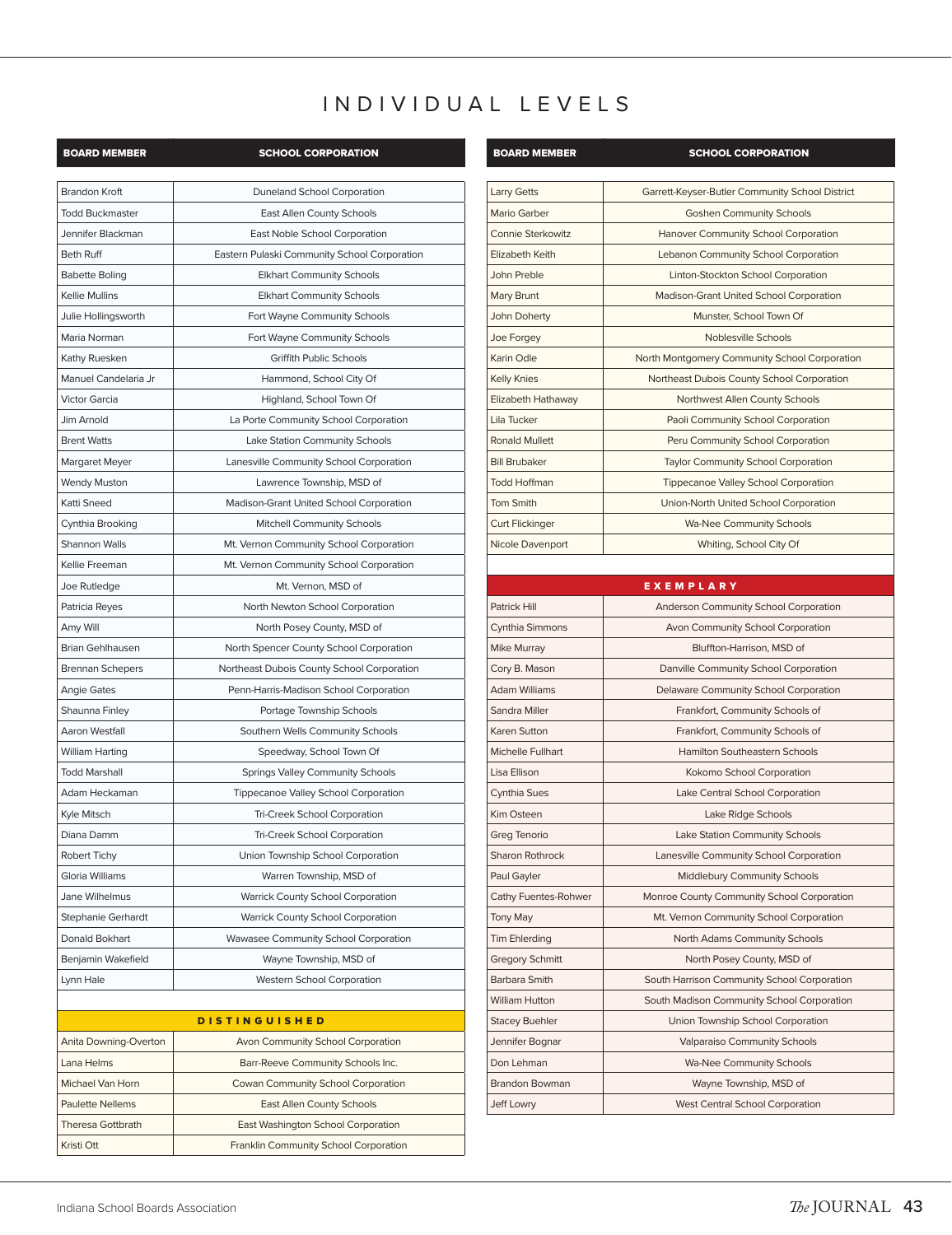# INDIVIDUAL LEVELS

| BOARD MEMBER | SCHOOL CORPORATION |
|---|---|
| Brandon Kroft | Duneland School Corporation |
| Todd Buckmaster | East Allen County Schools |
| Jennifer Blackman | East Noble School Corporation |
| Beth Ruff | Eastern Pulaski Community School Corporation |
| Babette Boling | Elkhart Community Schools |
| Kellie Mullins | Elkhart Community Schools |
| Julie Hollingsworth | Fort Wayne Community Schools |
| Maria Norman | Fort Wayne Community Schools |
| Kathy Ruesken | Griffith Public Schools |
| Manuel Candelaria Jr | Hammond, School City Of |
| Victor Garcia | Highland, School Town Of |
| Jim Arnold | La Porte Community School Corporation |
| Brent Watts | Lake Station Community Schools |
| Margaret Meyer | Lanesville Community School Corporation |
| Wendy Muston | Lawrence Township, MSD of |
| Katti Sneed | Madison-Grant United School Corporation |
| Cynthia Brooking | Mitchell Community Schools |
| Shannon Walls | Mt. Vernon Community School Corporation |
| Kellie Freeman | Mt. Vernon Community School Corporation |
| Joe Rutledge | Mt. Vernon, MSD of |
| Patricia Reyes | North Newton School Corporation |
| Amy Will | North Posey County, MSD of |
| Brian Gehlhausen | North Spencer County School Corporation |
| Brennan Schepers | Northeast Dubois County School Corporation |
| Angie Gates | Penn-Harris-Madison School Corporation |
| Shaunna Finley | Portage Township Schools |
| Aaron Westfall | Southern Wells Community Schools |
| William Harting | Speedway, School Town Of |
| Todd Marshall | Springs Valley Community Schools |
| Adam Heckaman | Tippecanoe Valley School Corporation |
| Kyle Mitsch | Tri-Creek School Corporation |
| Diana Damm | Tri-Creek School Corporation |
| Robert Tichy | Union Township School Corporation |
| Gloria Williams | Warren Township, MSD of |
| Jane Wilhelmus | Warrick County School Corporation |
| Stephanie Gerhardt | Warrick County School Corporation |
| Donald Bokhart | Wawasee Community School Corporation |
| Benjamin Wakefield | Wayne Township, MSD of |
| Lynn Hale | Western School Corporation |

**DISTINGUISHED**

| BOARD MEMBER | SCHOOL CORPORATION |
|---|---|
| Anita Downing-Overton | Avon Community School Corporation |
| Lana Helms | Barr-Reeve Community Schools Inc. |
| Michael Van Horn | Cowan Community School Corporation |
| Paulette Nellems | East Allen County Schools |
| Theresa Gottbrath | East Washington School Corporation |
| Kristi Ott | Franklin Community School Corporation |
| Larry Getts | Garrett-Keyser-Butler Community School District |
| Mario Garber | Goshen Community Schools |
| Connie Sterkowitz | Hanover Community School Corporation |
| Elizabeth Keith | Lebanon Community School Corporation |
| John Preble | Linton-Stockton School Corporation |
| Mary Brunt | Madison-Grant United School Corporation |
| John Doherty | Munster, School Town Of |
| Joe Forgey | Noblesville Schools |
| Karin Odle | North Montgomery Community School Corporation |
| Kelly Knies | Northeast Dubois County School Corporation |
| Elizabeth Hathaway | Northwest Allen County Schools |
| Lila Tucker | Paoli Community School Corporation |
| Ronald Mullett | Peru Community School Corporation |
| Bill Brubaker | Taylor Community School Corporation |
| Todd Hoffman | Tippecanoe Valley School Corporation |
| Tom Smith | Union-North United School Corporation |
| Curt Flickinger | Wa-Nee Community Schools |
| Nicole Davenport | Whiting, School City Of |

**EXEMPLARY**

| BOARD MEMBER | SCHOOL CORPORATION |
|---|---|
| Patrick Hill | Anderson Community School Corporation |
| Cynthia Simmons | Avon Community School Corporation |
| Mike Murray | Bluffton-Harrison, MSD of |
| Cory B. Mason | Danville Community School Corporation |
| Adam Williams | Delaware Community School Corporation |
| Sandra Miller | Frankfort, Community Schools of |
| Karen Sutton | Frankfort, Community Schools of |
| Michelle Fullhart | Hamilton Southeastern Schools |
| Lisa Ellison | Kokomo School Corporation |
| Cynthia Sues | Lake Central School Corporation |
| Kim Osteen | Lake Ridge Schools |
| Greg Tenorio | Lake Station Community Schools |
| Sharon Rothrock | Lanesville Community School Corporation |
| Paul Gayler | Middlebury Community Schools |
| Cathy Fuentes-Rohwer | Monroe County Community School Corporation |
| Tony May | Mt. Vernon Community School Corporation |
| Tim Ehlerding | North Adams Community Schools |
| Gregory Schmitt | North Posey County, MSD of |
| Barbara Smith | South Harrison Community School Corporation |
| William Hutton | South Madison Community School Corporation |
| Stacey Buehler | Union Township School Corporation |
| Jennifer Bognar | Valparaiso Community Schools |
| Don Lehman | Wa-Nee Community Schools |
| Brandon Bowman | Wayne Township, MSD of |
| Jeff Lowry | West Central School Corporation |